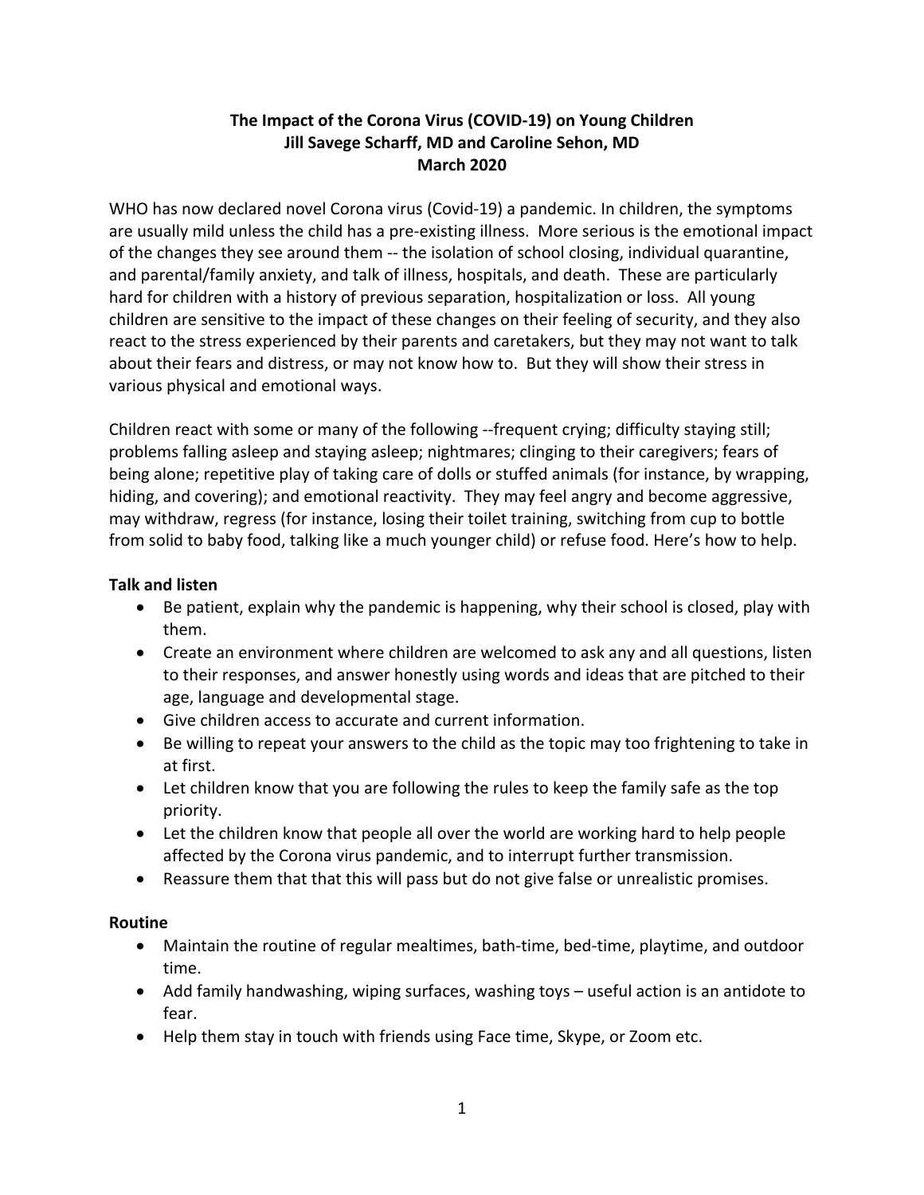# The Impact of the Corona Virus (COVID-19) on Young Children

**Jill Savege Scharff, MD and Caroline Sehon, MD**

**March 2020**

WHO has now declared novel Corona virus (Covid-19) a pandemic. In children, the symptoms are usually mild unless the child has a pre-existing illness. More serious is the emotional impact of the changes they see around them -- the isolation of school closing, individual quarantine, and parental/family anxiety, and talk of illness, hospitals, and death. These are particularly hard for children with a history of previous separation, hospitalization or loss. All young children are sensitive to the impact of these changes on their feeling of security, and they also react to the stress experienced by their parents and caretakers, but they may not want to talk about their fears and distress, or may not know how to. But they will show their stress in various physical and emotional ways.

Children react with some or many of the following --frequent crying; difficulty staying still; problems falling asleep and staying asleep; nightmares; clinging to their caregivers; fears of being alone; repetitive play of taking care of dolls or stuffed animals (for instance, by wrapping, hiding, and covering); and emotional reactivity. They may feel angry and become aggressive, may withdraw, regress (for instance, losing their toilet training, switching from cup to bottle from solid to baby food, talking like a much younger child) or refuse food. Here's how to help.

## Talk and listen

- Be patient, explain why the pandemic is happening, why their school is closed, play with them.
- Create an environment where children are welcomed to ask any and all questions, listen to their responses, and answer honestly using words and ideas that are pitched to their age, language and developmental stage.
- Give children access to accurate and current information.
- Be willing to repeat your answers to the child as the topic may too frightening to take in at first.
- Let children know that you are following the rules to keep the family safe as the top priority.
- Let the children know that people all over the world are working hard to help people affected by the Corona virus pandemic, and to interrupt further transmission.
- Reassure them that that this will pass but do not give false or unrealistic promises.

## Routine

- Maintain the routine of regular mealtimes, bath-time, bed-time, playtime, and outdoor time.
- Add family handwashing, wiping surfaces, washing toys – useful action is an antidote to fear.
- Help them stay in touch with friends using Face time, Skype, or Zoom etc.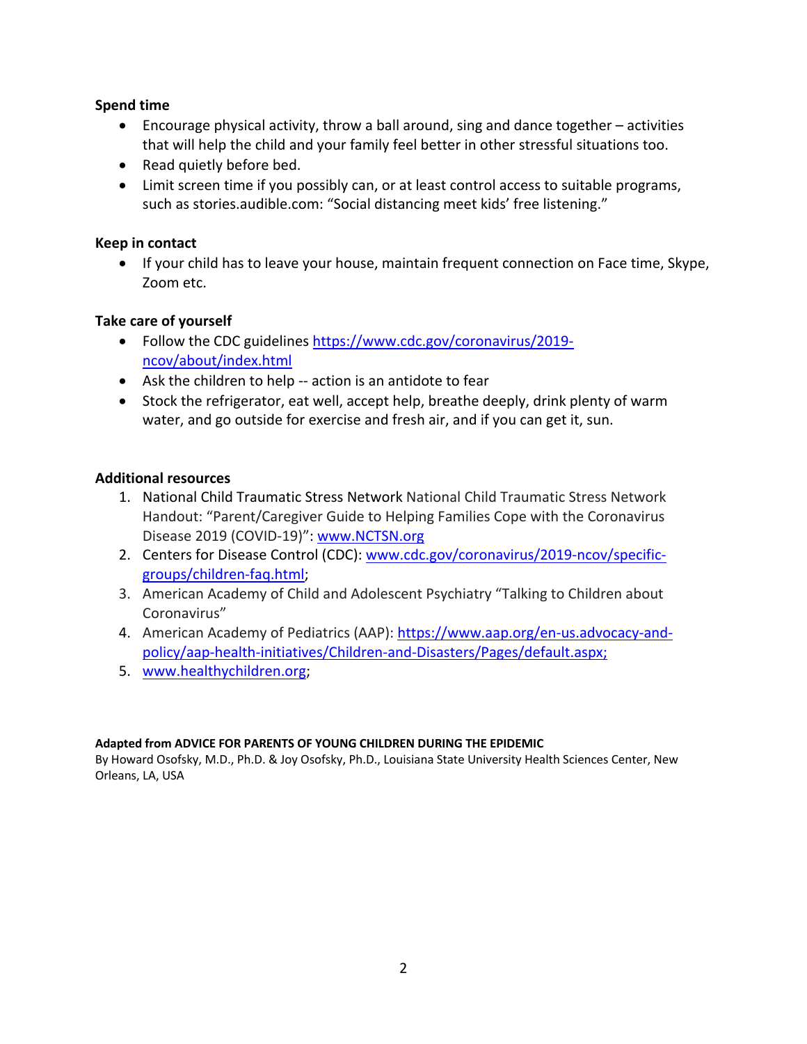**Spend time**

- Encourage physical activity, throw a ball around, sing and dance together – activities that will help the child and your family feel better in other stressful situations too.
- Read quietly before bed.
- Limit screen time if you possibly can, or at least control access to suitable programs, such as stories.audible.com: "Social distancing meet kids' free listening."

**Keep in contact**

- If your child has to leave your house, maintain frequent connection on Face time, Skype, Zoom etc.

**Take care of yourself**

- Follow the CDC guidelines [https://www.cdc.gov/coronavirus/2019-ncov/about/index.html](https://www.cdc.gov/coronavirus/2019-ncov/about/index.html)
- Ask the children to help -- action is an antidote to fear
- Stock the refrigerator, eat well, accept help, breathe deeply, drink plenty of warm water, and go outside for exercise and fresh air, and if you can get it, sun.

**Additional resources**

1. National Child Traumatic Stress Network National Child Traumatic Stress Network Handout: "Parent/Caregiver Guide to Helping Families Cope with the Coronavirus Disease 2019 (COVID-19)": [www.NCTSN.org](www.NCTSN.org)
2. Centers for Disease Control (CDC): [www.cdc.gov/coronavirus/2019-ncov/specific-groups/children-faq.html](www.cdc.gov/coronavirus/2019-ncov/specific-groups/children-faq.html);
3. American Academy of Child and Adolescent Psychiatry "Talking to Children about Coronavirus"
4. American Academy of Pediatrics (AAP): [https://www.aap.org/en-us.advocacy-and-policy/aap-health-initiatives/Children-and-Disasters/Pages/default.aspx;](https://www.aap.org/en-us.advocacy-and-policy/aap-health-initiatives/Children-and-Disasters/Pages/default.aspx)
5. [www.healthychildren.org](www.healthychildren.org);

**Adapted from ADVICE FOR PARENTS OF YOUNG CHILDREN DURING THE EPIDEMIC**
By Howard Osofsky, M.D., Ph.D. & Joy Osofsky, Ph.D., Louisiana State University Health Sciences Center, New Orleans, LA, USA